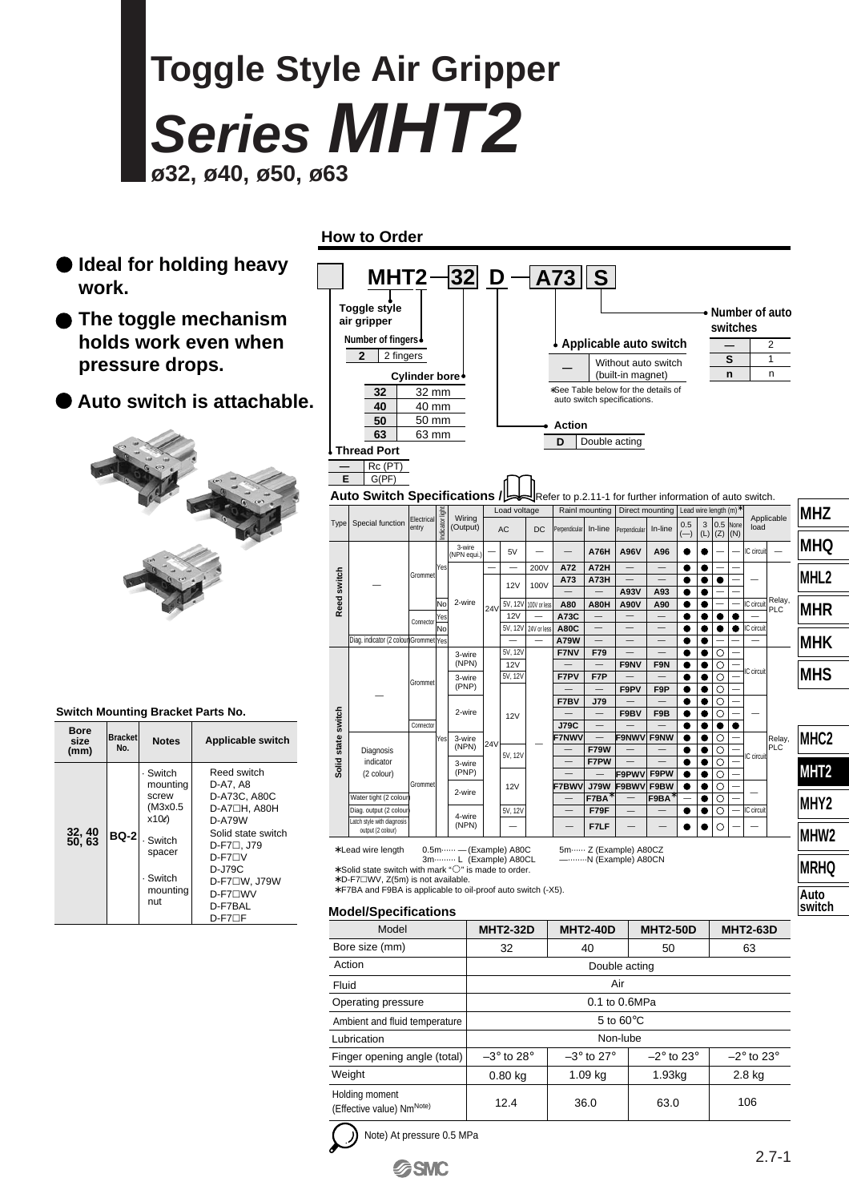# Toggle Style Air Gripper

# *Series MHT2*

**ø32, ø40, ø50, ø63**

- **Ideal for holding heavy work.**
- **The toggle mechanism holds work even when pressure drops.**
- **Auto switch is attachable.**

## How to Order

**MHT2 — 32 D — A73 S**

**Thread Port**

| | |
|---|---|
| — | Rc (PT) |
| E | G(PF) |

**Toggle style air gripper**

**Number of fingers**

| | |
|---|---|
| 2 | 2 fingers |

**Cylinder bore**

| | |
|---|---|
| 32 | 32 mm |
| 40 | 40 mm |
| 50 | 50 mm |
| 63 | 63 mm |

**Action**

| | |
|---|---|
| D | Double acting |

**Applicable auto switch**

| | |
|---|---|
| — | Without auto switch (built-in magnet) |

∗See Table below for the details of auto switch specifications.

**Number of auto switches**

| | |
|---|---|
| — | 2 |
| S | 1 |
| n | n |

## Auto Switch Specifications / Refer to p.2.11-1 for further information of auto switch.

| Type | Special function | Electrical entry | Indicator light | Wiring (Output) | Load voltage DC | Load voltage AC | | Rail mounting Perpendicular | Rail mounting In-line | Direct mounting Perpendicular | Direct mounting In-line | Lead wire length (m)∗ 0.5 (—) | 3 (L) | 5 (Z) | None (N) | Applicable load | |
|---|---|---|---|---|---|---|---|---|---|---|---|---|---|---|---|---|---|
| Reed switch | — | Grommet | Yes | 3-wire (NPN equi.) | — | 5V | — | — | A76H | A96V | A96 | ● | ● | — | — | IC circuit | — |
| | | | | 2-wire | 24V | — | 200V | A72 | A72H | — | — | ● | ● | — | — | — | Relay, PLC |
| | | | | | | 12V | 100V | A73 | A73H | — | — | ● | ● | ● | — | | |
| | | | | | | | — | — | — | A93V | A93 | ● | ● | — | — | | |
| | | | No | | | 5V, 12V | 100V or less | A80 | A80H | A90V | A90 | ● | ● | — | — | IC circuit | |
| | | Connector | Yes | | | 12V | — | A73C | — | — | — | ● | ● | ● | ● | — | |
| | | | No | | | 5V, 12V | 24V or less | A80C | — | — | — | ● | ● | ● | ● | IC circuit | |
| | Diag. indicator (2 colour) | Grommet | Yes | | | — | — | A79W | — | — | — | ● | ● | — | — | — | |
| Solid state switch | — | Grommet | Yes | 3-wire (NPN) | 24V | 5V, 12V | — | F7NV | F79 | — | — | ● | ● | ○ | — | IC circuit | Relay, PLC |
| | | | | | | 12V | | — | — | F9NV | F9N | ● | ● | ○ | — | | |
| | | | | 3-wire (PNP) | | 5V, 12V | | F7PV | F7P | — | — | ● | ● | ○ | — | | |
| | | | | | | | | — | — | F9PV | F9P | ● | ● | ○ | — | | |
| | | | | 2-wire | | 12V | | F7BV | J79 | — | — | ● | ● | ○ | — | — | |
| | | | | | | | | — | — | F9BV | F9B | ● | ● | ○ | — | | |
| | | Connector | | | | | | J79C | — | — | — | ● | ● | ● | ● | | |
| | Diagnosis indicator (2 colour) | Grommet | | 3-wire (NPN) | | 5V, 12V | | F7NWV | — | F9NWV | F9NW | ● | ● | ○ | — | IC circuit | |
| | | | | | | | | — | F79W | — | — | ● | ● | ○ | — | | |
| | | | | 3-wire (PNP) | | | | — | F7PW | — | — | ● | ● | ○ | — | | |
| | | | | | | | | — | — | F9PWV | F9PW | ● | ● | ○ | — | | |
| | | | | 2-wire | | 12V | | F7BWV | J79W | F9BWV | F9BW | ● | ● | ○ | — | — | |
| | Water tight (2 colour) | | | | | | | — | F7BA∗ | — | F9BA∗ | — | ● | ○ | — | | |
| | Diag. output (2 colour) | | | 4-wire (NPN) | | 5V, 12V | | — | F79F | — | — | ● | ● | ○ | — | IC circuit | |
| | Latch style with diagnosis output (2 colour) | | | | | — | | — | F7LF | — | — | ● | ● | ○ | — | — | |

∗Lead wire length 0.5m······ — (Example) A80C 5m······ Z (Example) A80CZ
3m········· L (Example) A80CL —········N (Example) A80CN
∗Solid state switch with mark "○" is made to order.
∗D-F7□WV, Z(5m) is not available.
∗F7BA and F9BA is applicable to oil-proof auto switch (-X5).

## Switch Mounting Bracket Parts No.

| Bore size (mm) | Bracket No. | Notes | Applicable switch |
|---|---|---|---|
| 32, 40 50, 63 | BQ-2 | · Switch mounting screw (M3x0.5 x10ℓ) · Switch spacer · Switch mounting nut | Reed switch D-A7, A8 D-A73C, A80C D-A7□H, A80H D-A79W Solid state switch D-F7□, J79 D-F7□V D-J79C D-F7□W, J79W D-F7□WV D-F7BAL D-F7□F |

## Model/Specifications

| Model | MHT2-32D | MHT2-40D | MHT2-50D | MHT2-63D |
|---|---|---|---|---|
| Bore size (mm) | 32 | 40 | 50 | 63 |
| Action | Double acting | | | |
| Fluid | Air | | | |
| Operating pressure | 0.1 to 0.6MPa | | | |
| Ambient and fluid temperature | 5 to 60°C | | | |
| Lubrication | Non-lube | | | |
| Finger opening angle (total) | –3° to 28° | –3° to 27° | –2° to 23° | –2° to 23° |
| Weight | 0.80 kg | 1.09 kg | 1.93kg | 2.8 kg |
| Holding moment (Effective value) Nm(Note) | 12.4 | 36.0 | 63.0 | 106 |

Note) At pressure 0.5 MPa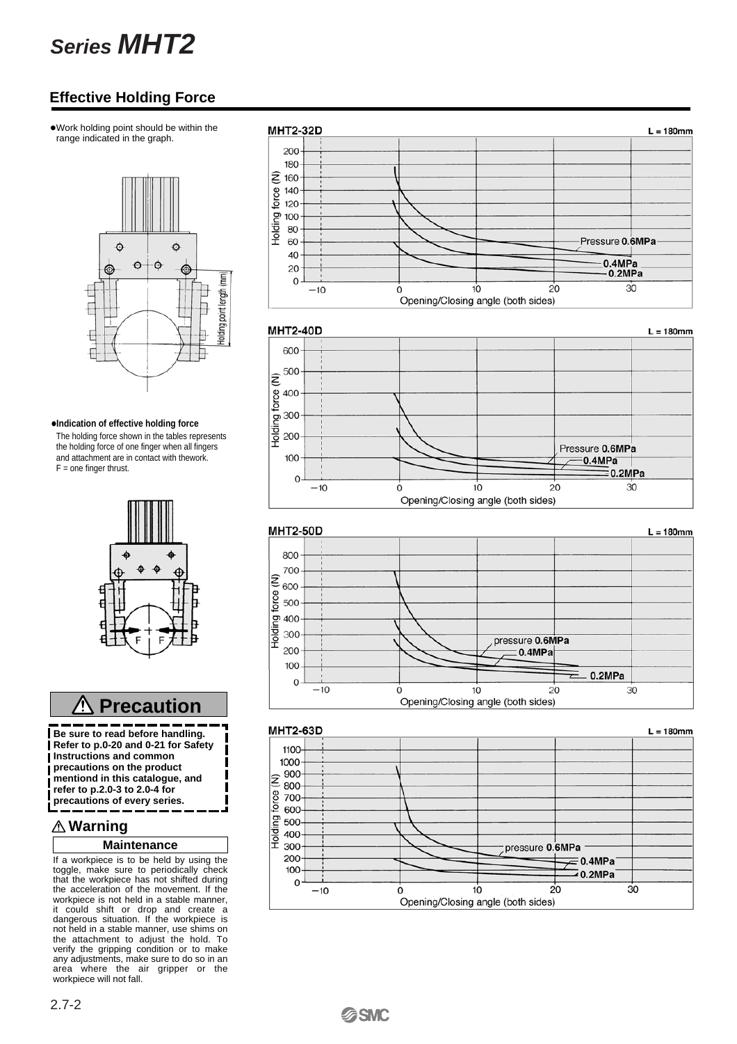# Series MHT2

## Effective Holding Force

- Work holding point should be within the range indicated in the graph.

Holding point length (mm)

- **Indication of effective holding force**
  The holding force shown in the tables represents the holding force of one finger when all fingers and attachment are in contact with thework.
  F = one finger thrust.

F F

**MHT2-32D** L = 180mm

Holding force (N) — Opening/Closing angle (both sides)

Pressure 0.6MPa, 0.4MPa, 0.2MPa

**MHT2-40D** L = 180mm

Holding force (N) — Opening/Closing angle (both sides)

Pressure 0.6MPa, 0.4MPa, 0.2MPa

**MHT2-50D** L = 180mm

Holding force (N) — Opening/Closing angle (both sides)

pressure 0.6MPa, 0.4MPa, 0.2MPa

**MHT2-63D** L = 180mm

Holding force (N) — Opening/Closing angle (both sides)

pressure 0.6MPa, 0.4MPa, 0.2MPa

## ⚠ Precaution

**Be sure to read before handling. Refer to p.0-20 and 0-21 for Safety Instructions and common precautions on the product mentiond in this catalogue, and refer to p.2.0-3 to 2.0-4 for precautions of every series.**

### ⚠ Warning

**Maintenance**

If a workpiece is to be held by using the toggle, make sure to periodically check that the workpiece has not shifted during the acceleration of the movement. If the workpiece is not held in a stable manner, it could shift or drop and create a dangerous situation. If the workpiece is not held in a stable manner, use shims on the attachment to adjust the hold. To verify the gripping condition or to make any adjustments, make sure to do so in an area where the air gripper or the workpiece will not fall.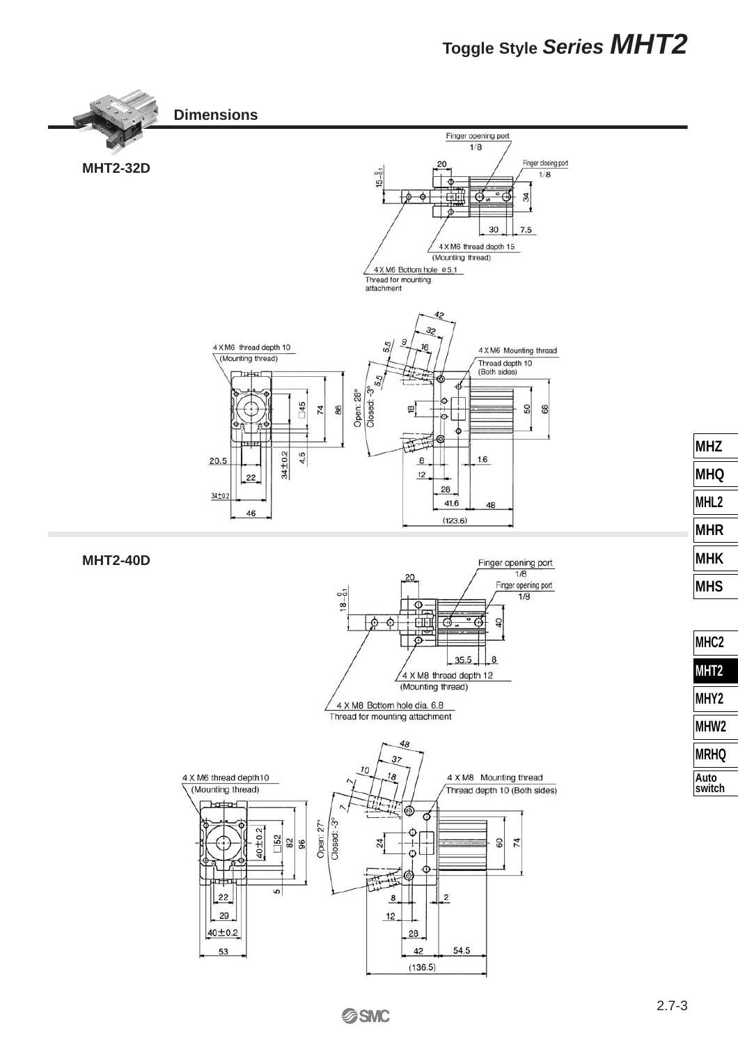## Dimensions

### MHT2-32D

Finger opening port 1/8

Finger closing port 1/8

4 X M6 thread depth 15 (Mounting thread)

4 X M6 Bottom hole ø5.1 Thread for mounting attachment

4 X M6 thread depth 10 (Mounting thread)

4 X M6 Mounting thread Thread depth 10 (Both sides)

Open: 28° Closed: -3°

### MHT2-40D

Finger opening port 1/8

Finger opening port 1/8

4 X M8 thread depth 12 (Mounting thread)

4 X M8 Bottom hole dia. 6.8 Thread for mounting attachment

4 X M6 thread depth10 (Mounting thread)

4 X M8 Mounting thread Thread depth 10 (Both sides)

Open: 27° Closed: -3°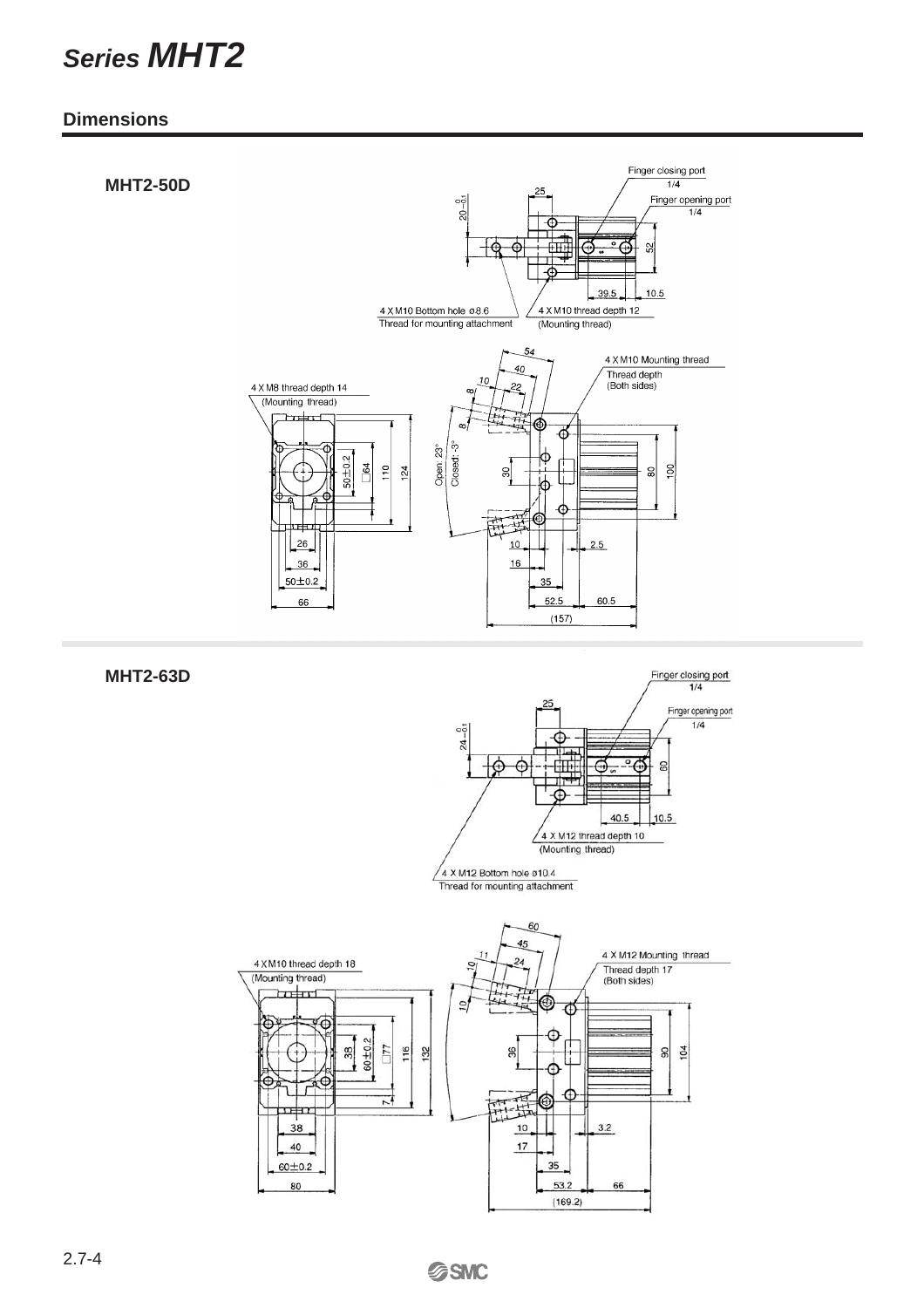# Series MHT2

## Dimensions

### MHT2-50D

Finger closing port 1/4

Finger opening port 1/4

4 X M10 Bottom hole ø8.6
Thread for mounting attachment

4 X M10 thread depth 12
(Mounting thread)

4 X M8 thread depth 14
(Mounting thread)

4 X M10 Mounting thread
Thread depth
(Both sides)

Open: 23°
Closed: -3°

### MHT2-63D

Finger closing port 1/4

Finger opening port 1/4

4 X M12 thread depth 10
(Mounting thread)

4 X M12 Bottom hole ø10.4
Thread for mounting attachment

4 X M10 thread depth 18
(Mounting thread)

4 X M12 Mounting thread
Thread depth 17
(Both sides)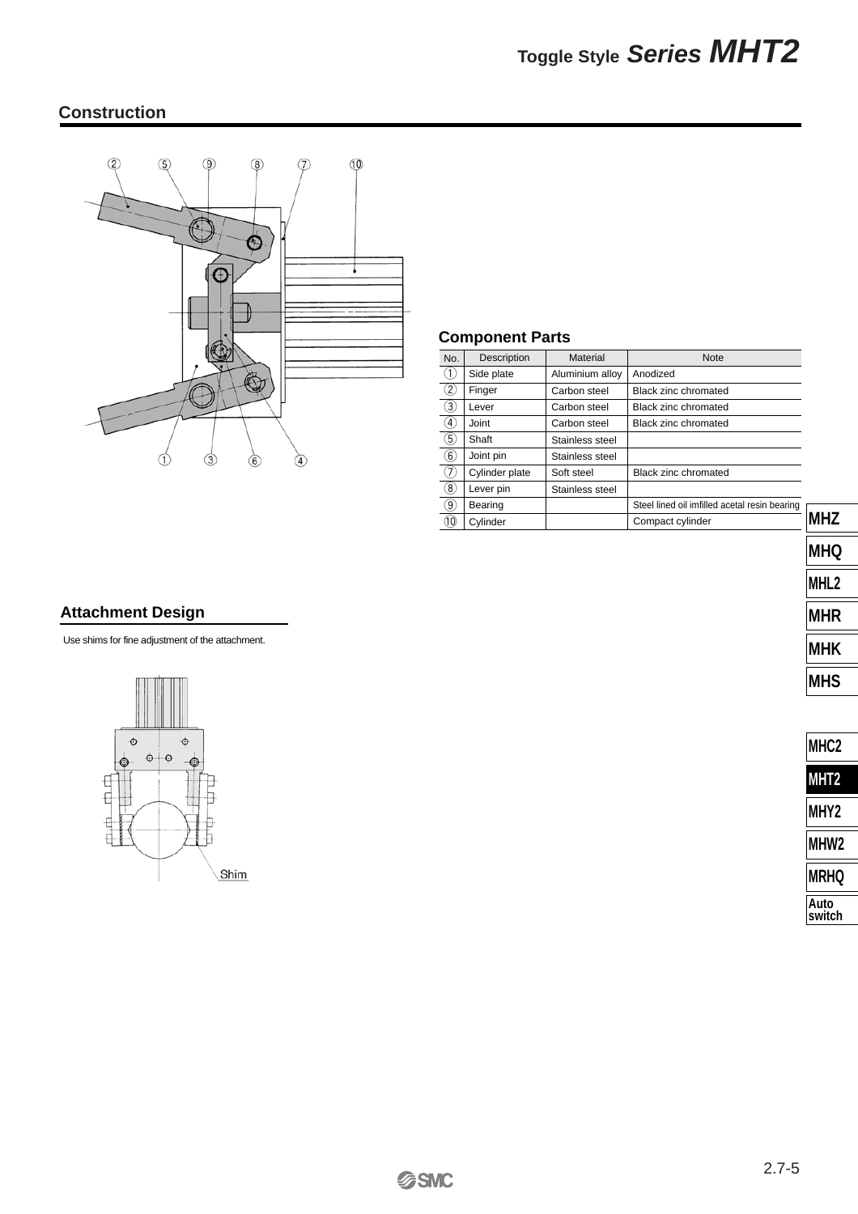## Construction

### Component Parts

| No. | Description | Material | Note |
|---|---|---|---|
| ① | Side plate | Aluminium alloy | Anodized |
| ② | Finger | Carbon steel | Black zinc chromated |
| ③ | Lever | Carbon steel | Black zinc chromated |
| ④ | Joint | Carbon steel | Black zinc chromated |
| ⑤ | Shaft | Stainless steel | |
| ⑥ | Joint pin | Stainless steel | |
| ⑦ | Cylinder plate | Soft steel | Black zinc chromated |
| ⑧ | Lever pin | Stainless steel | |
| ⑨ | Bearing | | Steel lined oil imfilled acetal resin bearing |
| ⑩ | Cylinder | | Compact cylinder |

## Attachment Design

Use shims for fine adjustment of the attachment.

Shim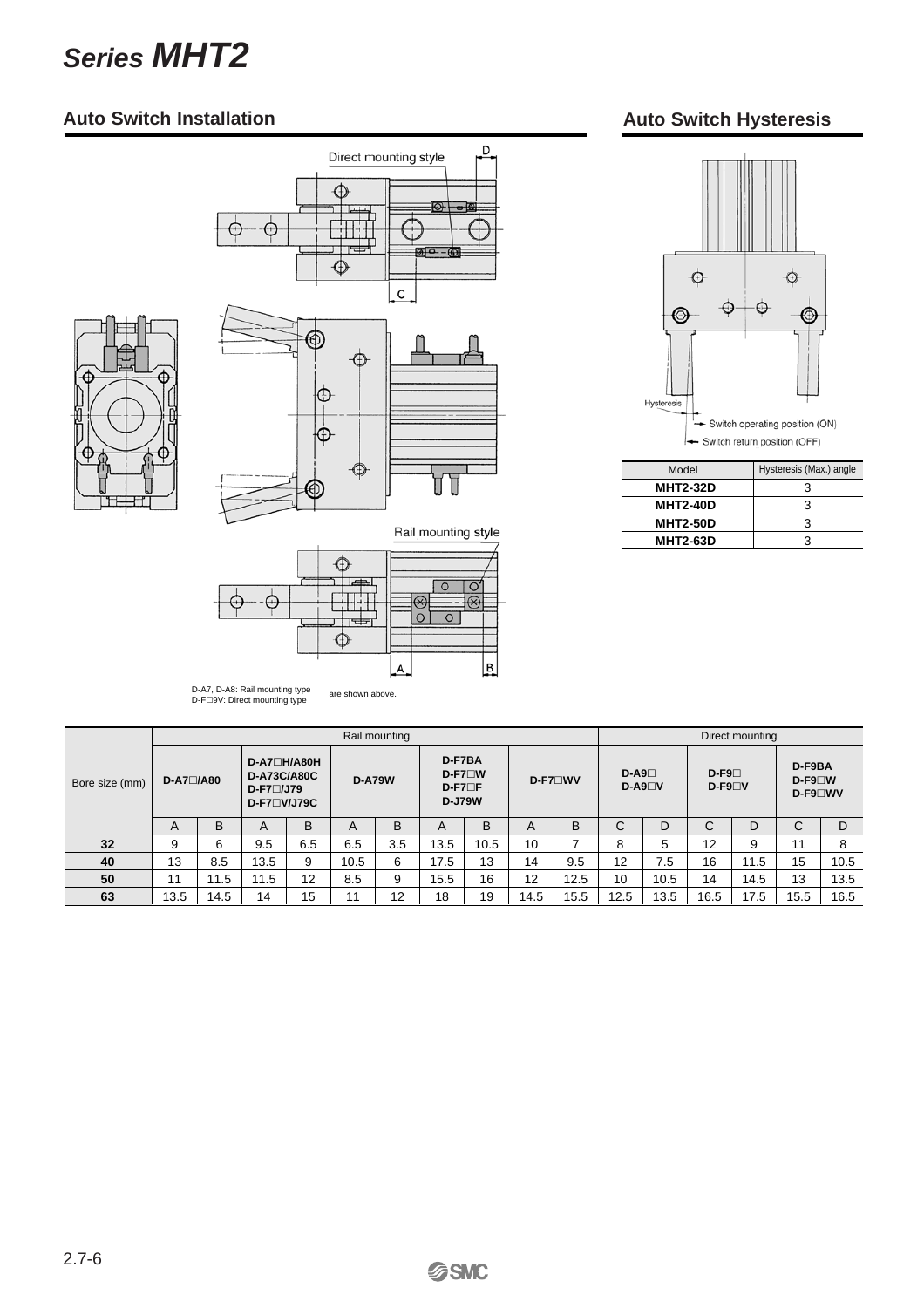# Series MHT2

## Auto Switch Installation

Direct mounting style

Rail mounting style

D-A7, D-A8: Rail mounting type
D-F□9V: Direct mounting type are shown above.

## Auto Switch Hysteresis

Hysteresis

Switch operating position (ON)

Switch return position (OFF)

| Model | Hysteresis (Max.) angle |
|---|---|
| **MHT2-32D** | 3 |
| **MHT2-40D** | 3 |
| **MHT2-50D** | 3 |
| **MHT2-63D** | 3 |

| Bore size (mm) | Rail mounting | | | | | | | | | | Direct mounting | | | | | |
|---|---|---|---|---|---|---|---|---|---|---|---|---|---|---|---|---|
| | **D-A7□/A80** | | **D-A7□H/A80H D-A73C/A80C D-F7□/J79 D-F7□V/J79C** | | **D-A79W** | | **D-F7BA D-F7□W D-F7□F D-J79W** | | **D-F7□WV** | | **D-A9□ D-A9□V** | | **D-F9□ D-F9□V** | | **D-F9BA D-F9□W D-F9□WV** | |
| | A | B | A | B | A | B | A | B | A | B | C | D | C | D | C | D |
| **32** | 9 | 6 | 9.5 | 6.5 | 6.5 | 3.5 | 13.5 | 10.5 | 10 | 7 | 8 | 5 | 12 | 9 | 11 | 8 |
| **40** | 13 | 8.5 | 13.5 | 9 | 10.5 | 6 | 17.5 | 13 | 14 | 9.5 | 12 | 7.5 | 16 | 11.5 | 15 | 10.5 |
| **50** | 11 | 11.5 | 11.5 | 12 | 8.5 | 9 | 15.5 | 16 | 12 | 12.5 | 10 | 10.5 | 14 | 14.5 | 13 | 13.5 |
| **63** | 13.5 | 14.5 | 14 | 15 | 11 | 12 | 18 | 19 | 14.5 | 15.5 | 12.5 | 13.5 | 16.5 | 17.5 | 15.5 | 16.5 |